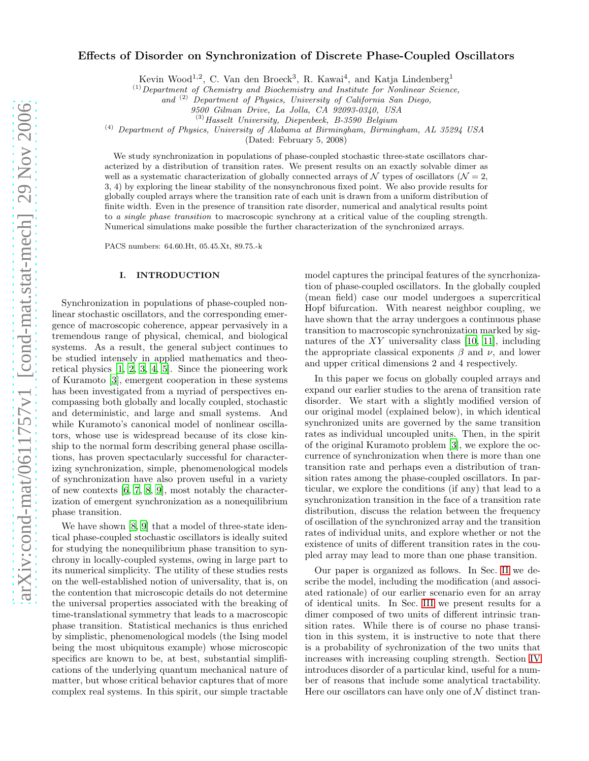# Effects of Disorder on Synchronization of Discrete Phase-Coupled Oscillators

Kevin Wood[1,2], C. Van den Broeck[3], R. Kawai[4], and Katja Lindenberg[1]

[(1)] *Department of Chemistry and Biochemistry and Institute for Nonlinear Science, and* [(2)] *Department of Physics, University of California San Diego, 9500 Gilman Drive, La Jolla, CA 92093-0340, USA*

[(3)] *Hasselt University, Diepenbeek, B-3590 Belgium*

[(4)] *Department of Physics, University of Alabama at Birmingham, Birmingham, AL 35294 USA*

(Dated: February 5, 2008)

We study synchronization in populations of phase-coupled stochastic three-state oscillators characterized by a distribution of transition rates. We present results on an exactly solvable dimer as well as a systematic characterization of globally connected arrays of $\mathcal{N}$ types of oscillators ($\mathcal{N} = 2$, 3, 4) by exploring the linear stability of the nonsynchronous fixed point. We also provide results for globally coupled arrays where the transition rate of each unit is drawn from a uniform distribution of finite width. Even in the presence of transition rate disorder, numerical and analytical results point to *a single phase transition* to macroscopic synchrony at a critical value of the coupling strength. Numerical simulations make possible the further characterization of the synchronized arrays.

PACS numbers: 64.60.Ht, 05.45.Xt, 89.75.-k

## I. INTRODUCTION

Synchronization in populations of phase-coupled nonlinear stochastic oscillators, and the corresponding emergence of macroscopic coherence, appear pervasively in a tremendous range of physical, chemical, and biological systems. As a result, the general subject continues to be studied intensely in applied mathematics and theoretical physics [1, 2, 3, 4, 5]. Since the pioneering work of Kuramoto [3], emergent cooperation in these systems has been investigated from a myriad of perspectives encompassing both globally and locally coupled, stochastic and deterministic, and large and small systems. And while Kuramoto's canonical model of nonlinear oscillators, whose use is widespread because of its close kinship to the normal form describing general phase oscillations, has proven spectacularly successful for characterizing synchronization, simple, phenomenological models of synchronization have also proven useful in a variety of new contexts [6, 7, 8, 9], most notably the characterization of emergent synchronization as a nonequilibrium phase transition.

We have shown [8, 9] that a model of three-state identical phase-coupled stochastic oscillators is ideally suited for studying the nonequilibrium phase transition to synchrony in locally-coupled systems, owing in large part to its numerical simplicity. The utility of these studies rests on the well-established notion of universality, that is, on the contention that microscopic details do not determine the universal properties associated with the breaking of time-translational symmetry that leads to a macroscopic phase transition. Statistical mechanics is thus enriched by simplistic, phenomenological models (the Ising model being the most ubiquitous example) whose microscopic specifics are known to be, at best, substantial simplifications of the underlying quantum mechanical nature of matter, but whose critical behavior captures that of more complex real systems. In this spirit, our simple tractable model captures the principal features of the syncrhonization of phase-coupled oscillators. In the globally coupled (mean field) case our model undergoes a supercritical Hopf bifurcation. With nearest neighbor coupling, we have shown that the array undergoes a continuous phase transition to macroscopic synchronization marked by signatures of the $XY$ universality class [10, 11], including the appropriate classical exponents $\beta$ and $\nu$, and lower and upper critical dimensions 2 and 4 respectively.

In this paper we focus on globally coupled arrays and expand our earlier studies to the arena of transition rate disorder. We start with a slightly modified version of our original model (explained below), in which identical synchronized units are governed by the same transition rates as individual uncoupled units. Then, in the spirit of the original Kuramoto problem [3], we explore the occurrence of synchronization when there is more than one transition rate and perhaps even a distribution of transition rates among the phase-coupled oscillators. In particular, we explore the conditions (if any) that lead to a synchronization transition in the face of a transition rate distribution, discuss the relation between the frequency of oscillation of the synchronized array and the transition rates of individual units, and explore whether or not the existence of units of different transition rates in the coupled array may lead to more than one phase transition.

Our paper is organized as follows. In Sec. II we describe the model, including the modification (and associated rationale) of our earlier scenario even for an array of identical units. In Sec. III we present results for a dimer composed of two units of different intrinsic transition rates. While there is of course no phase transition in this system, it is instructive to note that there is a probability of sychronization of the two units that increases with increasing coupling strength. Section IV introduces disorder of a particular kind, useful for a number of reasons that include some analytical tractability. Here our oscillators can have only one of $\mathcal{N}$ distinct tran-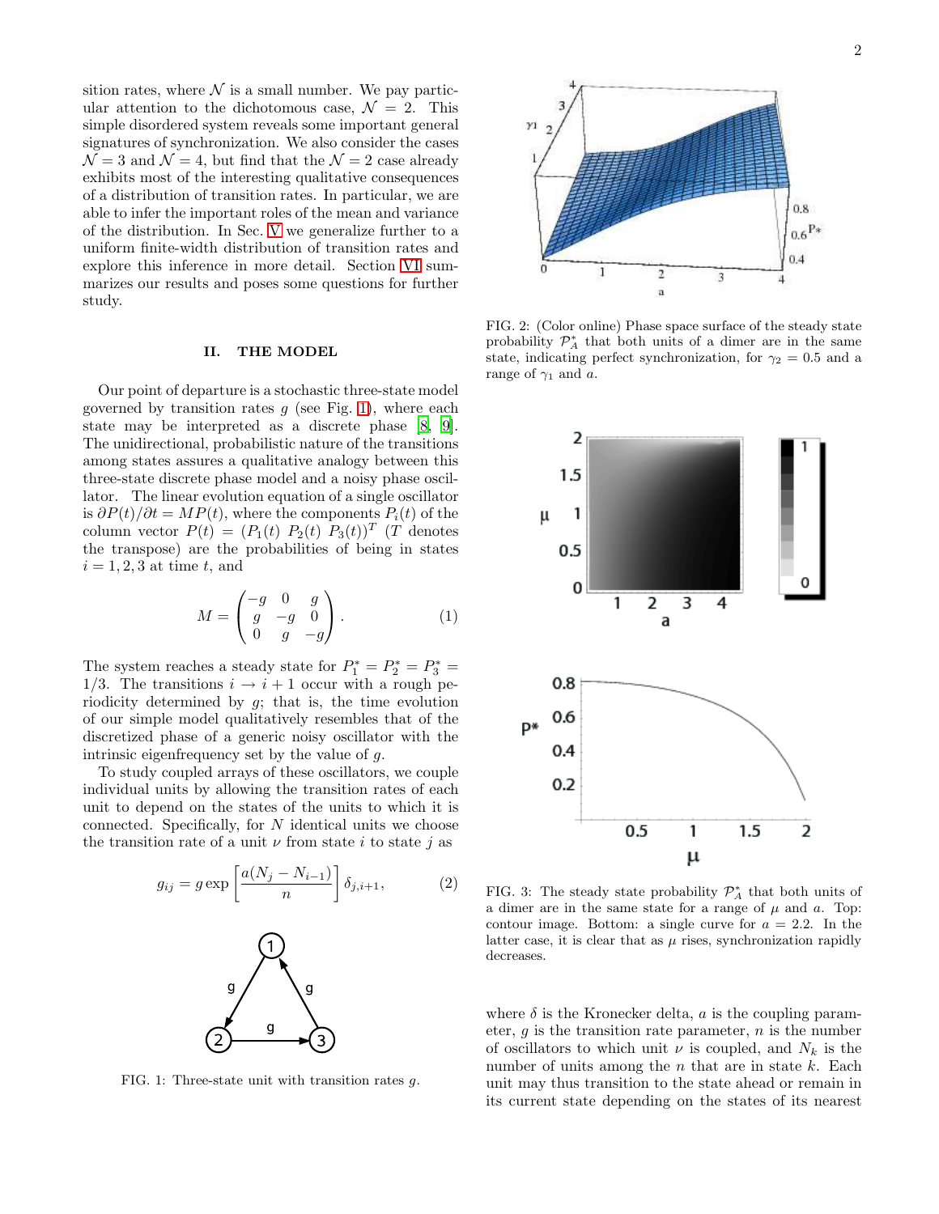sition rates, where $\mathcal{N}$ is a small number. We pay particular attention to the dichotomous case, $\mathcal{N} = 2$. This simple disordered system reveals some important general signatures of synchronization. We also consider the cases $\mathcal{N} = 3$ and $\mathcal{N} = 4$, but find that the $\mathcal{N} = 2$ case already exhibits most of the interesting qualitative consequences of a distribution of transition rates. In particular, we are able to infer the important roles of the mean and variance of the distribution. In Sec. V we generalize further to a uniform finite-width distribution of transition rates and explore this inference in more detail. Section VI summarizes our results and poses some questions for further study.

## II. THE MODEL

Our point of departure is a stochastic three-state model governed by transition rates $g$ (see Fig. 1), where each state may be interpreted as a discrete phase [8, 9]. The unidirectional, probabilistic nature of the transitions among states assures a qualitative analogy between this three-state discrete phase model and a noisy phase oscillator. The linear evolution equation of a single oscillator is $\partial P(t)/\partial t = MP(t)$, where the components $P_i(t)$ of the column vector $P(t) = (P_1(t)\ P_2(t)\ P_3(t))^T$ ($T$ denotes the transpose) are the probabilities of being in states $i = 1, 2, 3$ at time $t$, and

$$M = \begin{pmatrix} -g & 0 & g \\ g & -g & 0 \\ 0 & g & -g \end{pmatrix}. \tag{1}$$

The system reaches a steady state for $P_1^* = P_2^* = P_3^* = 1/3$. The transitions $i \to i+1$ occur with a rough periodicity determined by $g$; that is, the time evolution of our simple model qualitatively resembles that of the discretized phase of a generic noisy oscillator with the intrinsic eigenfrequency set by the value of $g$.

To study coupled arrays of these oscillators, we couple individual units by allowing the transition rates of each unit to depend on the states of the units to which it is connected. Specifically, for $N$ identical units we choose the transition rate of a unit $\nu$ from state $i$ to state $j$ as

$$g_{ij} = g \exp\left[\frac{a(N_j - N_{i-1})}{n}\right] \delta_{j,i+1}, \tag{2}$$

FIG. 1: Three-state unit with transition rates $g$.

FIG. 2: (Color online) Phase space surface of the steady state probability $\mathcal{P}_A^*$ that both units of a dimer are in the same state, indicating perfect synchronization, for $\gamma_2 = 0.5$ and a range of $\gamma_1$ and $a$.

FIG. 3: The steady state probability $\mathcal{P}_A^*$ that both units of a dimer are in the same state for a range of $\mu$ and $a$. Top: contour image. Bottom: a single curve for $a = 2.2$. In the latter case, it is clear that as $\mu$ rises, synchronization rapidly decreases.

where $\delta$ is the Kronecker delta, $a$ is the coupling parameter, $g$ is the transition rate parameter, $n$ is the number of oscillators to which unit $\nu$ is coupled, and $N_k$ is the number of units among the $n$ that are in state $k$. Each unit may thus transition to the state ahead or remain in its current state depending on the states of its nearest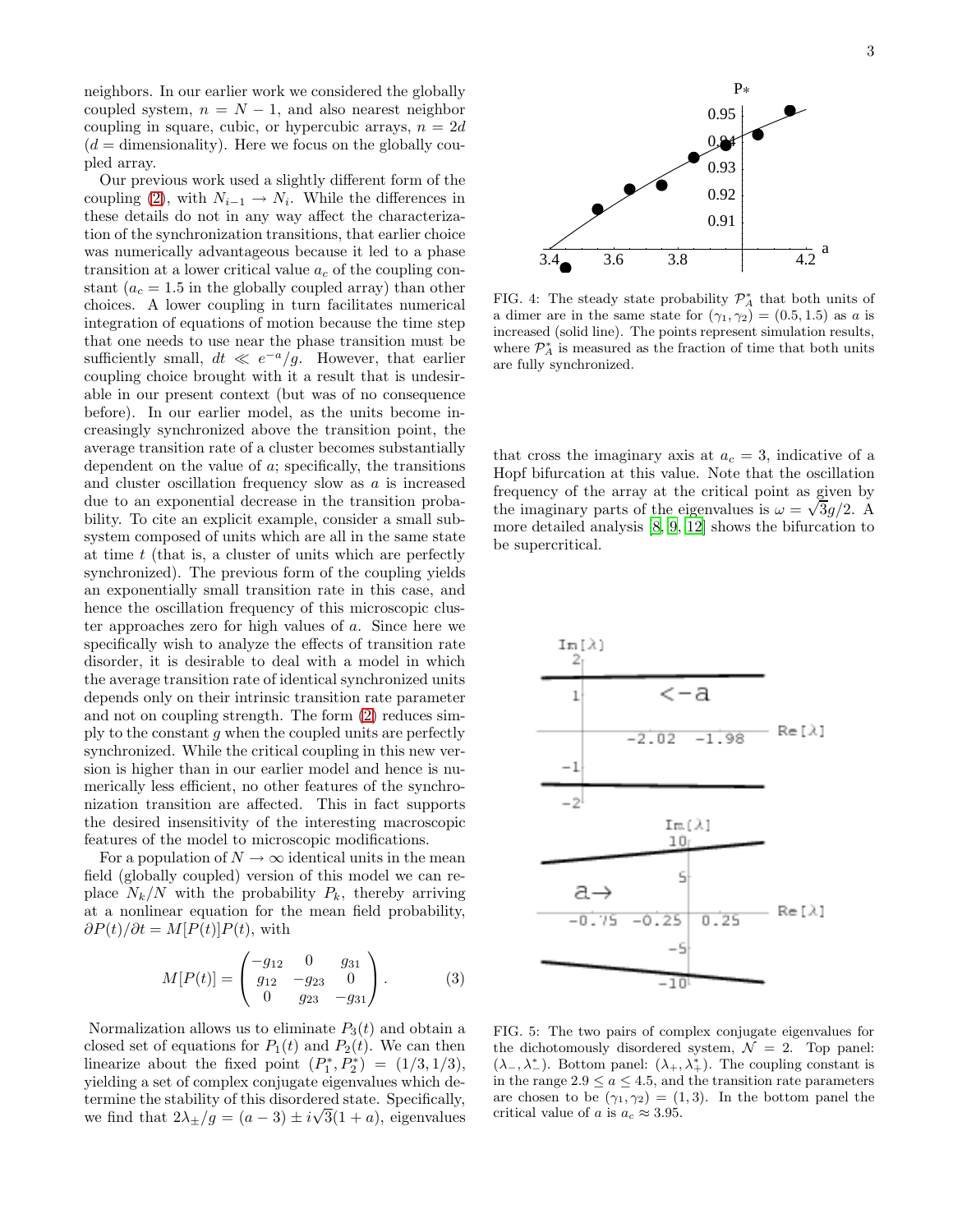neighbors. In our earlier work we considered the globally coupled system, $n = N - 1$, and also nearest neighbor coupling in square, cubic, or hypercubic arrays, $n = 2d$ ($d$ = dimensionality). Here we focus on the globally coupled array.

Our previous work used a slightly different form of the coupling (2), with $N_{i-1} \to N_i$. While the differences in these details do not in any way affect the characterization of the synchronization transitions, that earlier choice was numerically advantageous because it led to a phase transition at a lower critical value $a_c$ of the coupling constant ($a_c = 1.5$ in the globally coupled array) than other choices. A lower coupling in turn facilitates numerical integration of equations of motion because the time step that one needs to use near the phase transition must be sufficiently small, $dt \ll e^{-a}/g$. However, that earlier coupling choice brought with it a result that is undesirable in our present context (but was of no consequence before). In our earlier model, as the units become increasingly synchronized above the transition point, the average transition rate of a cluster becomes substantially dependent on the value of $a$; specifically, the transitions and cluster oscillation frequency slow as $a$ is increased due to an exponential decrease in the transition probability. To cite an explicit example, consider a small subsystem composed of units which are all in the same state at time $t$ (that is, a cluster of units which are perfectly synchronized). The previous form of the coupling yields an exponentially small transition rate in this case, and hence the oscillation frequency of this microscopic cluster approaches zero for high values of $a$. Since here we specifically wish to analyze the effects of transition rate disorder, it is desirable to deal with a model in which the average transition rate of identical synchronized units depends only on their intrinsic transition rate parameter and not on coupling strength. The form (2) reduces simply to the constant $g$ when the coupled units are perfectly synchronized. While the critical coupling in this new version is higher than in our earlier model and hence is numerically less efficient, no other features of the synchronization transition are affected. This in fact supports the desired insensitivity of the interesting macroscopic features of the model to microscopic modifications.

For a population of $N \to \infty$ identical units in the mean field (globally coupled) version of this model we can replace $N_k/N$ with the probability $P_k$, thereby arriving at a nonlinear equation for the mean field probability, $\partial P(t)/\partial t = M[P(t)]P(t)$, with

$$M[P(t)] = \begin{pmatrix} -g_{12} & 0 & g_{31} \\ g_{12} & -g_{23} & 0 \\ 0 & g_{23} & -g_{31} \end{pmatrix}. \qquad (3)$$

Normalization allows us to eliminate $P_3(t)$ and obtain a closed set of equations for $P_1(t)$ and $P_2(t)$. We can then linearize about the fixed point $(P_1^*, P_2^*) = (1/3, 1/3)$, yielding a set of complex conjugate eigenvalues which determine the stability of this disordered state. Specifically, we find that $2\lambda_{\pm}/g = (a-3) \pm i\sqrt{3}(1+a)$, eigenvalues that cross the imaginary axis at $a_c = 3$, indicative of a Hopf bifurcation at this value. Note that the oscillation frequency of the array at the critical point as given by the imaginary parts of the eigenvalues is $\omega = \sqrt{3}g/2$. A more detailed analysis [8, 9, 12] shows the bifurcation to be supercritical.

FIG. 4: The steady state probability $\mathcal{P}_A^*$ that both units of a dimer are in the same state for $(\gamma_1, \gamma_2) = (0.5, 1.5)$ as $a$ is increased (solid line). The points represent simulation results, where $\mathcal{P}_A^*$ is measured as the fraction of time that both units are fully synchronized.

FIG. 5: The two pairs of complex conjugate eigenvalues for the dichotomously disordered system, $\mathcal{N} = 2$. Top panel: $(\lambda_-, \lambda_-^*)$. Bottom panel: $(\lambda_+, \lambda_+^*)$. The coupling constant is in the range $2.9 \le a \le 4.5$, and the transition rate parameters are chosen to be $(\gamma_1, \gamma_2) = (1, 3)$. In the bottom panel the critical value of $a$ is $a_c \approx 3.95$.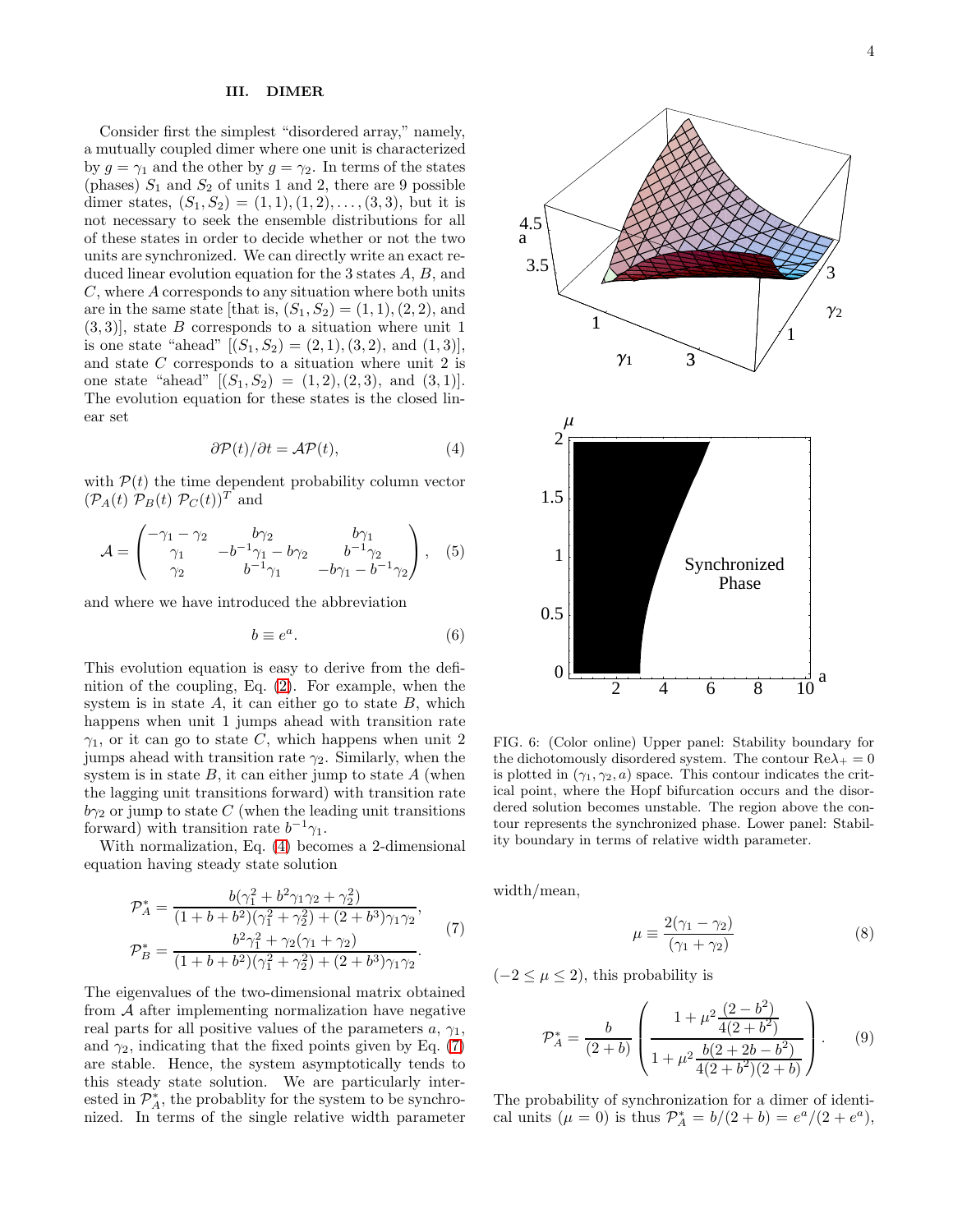## III. DIMER

Consider first the simplest "disordered array," namely, a mutually coupled dimer where one unit is characterized by $g = \gamma_1$ and the other by $g = \gamma_2$. In terms of the states (phases) $S_1$ and $S_2$ of units 1 and 2, there are 9 possible dimer states, $(S_1, S_2) = (1,1), (1,2), \ldots, (3,3)$, but it is not necessary to seek the ensemble distributions for all of these states in order to decide whether or not the two units are synchronized. We can directly write an exact reduced linear evolution equation for the 3 states $A$, $B$, and $C$, where $A$ corresponds to any situation where both units are in the same state [that is, $(S_1, S_2) = (1,1), (2,2)$, and $(3,3)$], state $B$ corresponds to a situation where unit 1 is one state "ahead" [$(S_1, S_2) = (2,1), (3,2)$, and $(1,3)$], and state $C$ corresponds to a situation where unit 2 is one state "ahead" [$(S_1, S_2) = (1,2), (2,3)$, and $(3,1)$]. The evolution equation for these states is the closed linear set

$$\partial \mathcal{P}(t)/\partial t = \mathcal{A}\mathcal{P}(t), \tag{4}$$

with $\mathcal{P}(t)$ the time dependent probability column vector $(\mathcal{P}_A(t)\ \mathcal{P}_B(t)\ \mathcal{P}_C(t))^T$ and

$$\mathcal{A} = \begin{pmatrix} -\gamma_1 - \gamma_2 & b\gamma_2 & b\gamma_1 \\ \gamma_1 & -b^{-1}\gamma_1 - b\gamma_2 & b^{-1}\gamma_2 \\ \gamma_2 & b^{-1}\gamma_1 & -b\gamma_1 - b^{-1}\gamma_2 \end{pmatrix}, \tag{5}$$

and where we have introduced the abbreviation

$$b \equiv e^a. \tag{6}$$

This evolution equation is easy to derive from the definition of the coupling, Eq. (2). For example, when the system is in state $A$, it can either go to state $B$, which happens when unit 1 jumps ahead with transition rate $\gamma_1$, or it can go to state $C$, which happens when unit 2 jumps ahead with transition rate $\gamma_2$. Similarly, when the system is in state $B$, it can either jump to state $A$ (when the lagging unit transitions forward) with transition rate $b\gamma_2$ or jump to state $C$ (when the leading unit transitions forward) with transition rate $b^{-1}\gamma_1$.

With normalization, Eq. (4) becomes a 2-dimensional equation having steady state solution

$$\begin{aligned} \mathcal{P}_A^* &= \frac{b(\gamma_1^2 + b^2\gamma_1\gamma_2 + \gamma_2^2)}{(1+b+b^2)(\gamma_1^2+\gamma_2^2) + (2+b^3)\gamma_1\gamma_2}, \\ \mathcal{P}_B^* &= \frac{b^2\gamma_1^2 + \gamma_2(\gamma_1+\gamma_2)}{(1+b+b^2)(\gamma_1^2+\gamma_2^2) + (2+b^3)\gamma_1\gamma_2}. \end{aligned} \tag{7}$$

The eigenvalues of the two-dimensional matrix obtained from $\mathcal{A}$ after implementing normalization have negative real parts for all positive values of the parameters $a$, $\gamma_1$, and $\gamma_2$, indicating that the fixed points given by Eq. (7) are stable. Hence, the system asymptotically tends to this steady state solution. We are particularly interested in $\mathcal{P}_A^*$, the probablity for the system to be synchronized. In terms of the single relative width parameter width/mean,

$$\mu \equiv \frac{2(\gamma_1 - \gamma_2)}{(\gamma_1 + \gamma_2)} \tag{8}$$

($-2 \le \mu \le 2$), this probability is

$$\mathcal{P}_A^* = \frac{b}{(2+b)} \left( \frac{1 + \mu^2 \dfrac{(2-b^2)}{4(2+b^2)}}{1 + \mu^2 \dfrac{b(2+2b-b^2)}{4(2+b^2)(2+b)}} \right). \tag{9}$$

The probability of synchronization for a dimer of identical units ($\mu = 0$) is thus $\mathcal{P}_A^* = b/(2+b) = e^a/(2+e^a)$,

FIG. 6: (Color online) Upper panel: Stability boundary for the dichotomously disordered system. The contour $\mathrm{Re}\lambda_+ = 0$ is plotted in $(\gamma_1, \gamma_2, a)$ space. This contour indicates the critical point, where the Hopf bifurcation occurs and the disordered solution becomes unstable. The region above the contour represents the synchronized phase. Lower panel: Stability boundary in terms of relative width parameter.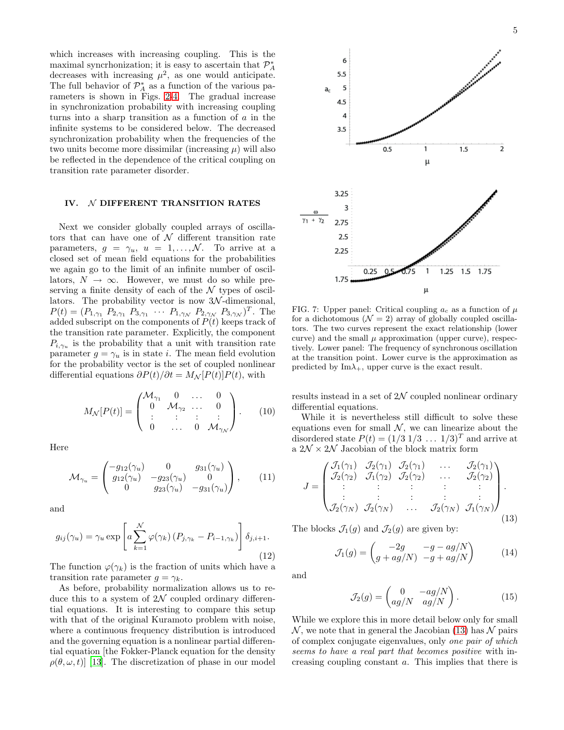which increases with increasing coupling. This is the maximal syncrhonization; it is easy to ascertain that $\mathcal{P}_A^*$ decreases with increasing $\mu^2$, as one would anticipate. The full behavior of $\mathcal{P}_A^*$ as a function of the various parameters is shown in Figs. 2-4. The gradual increase in synchronization probability with increasing coupling turns into a sharp transition as a function of $a$ in the infinite systems to be considered below. The decreased synchronization probability when the frequencies of the two units become more dissimilar (increasing $\mu$) will also be reflected in the dependence of the critical coupling on transition rate parameter disorder.

## IV. $\mathcal{N}$ DIFFERENT TRANSITION RATES

Next we consider globally coupled arrays of oscillators that can have one of $\mathcal{N}$ different transition rate parameters, $g = \gamma_u$, $u = 1, \ldots, \mathcal{N}$. To arrive at a closed set of mean field equations for the probabilities we again go to the limit of an infinite number of oscillators, $N \to \infty$. However, we must do so while preserving a finite density of each of the $\mathcal{N}$ types of oscillators. The probability vector is now $3\mathcal{N}$-dimensional, $P(t) = (P_{1,\gamma_1}\ P_{2,\gamma_1}\ P_{3,\gamma_1}\ \cdots\ P_{1,\gamma_\mathcal{N}}\ P_{2,\gamma_\mathcal{N}}\ P_{3,\gamma_\mathcal{N}})^T$. The added subscript on the components of $P(t)$ keeps track of the transition rate parameter. Explicitly, the component $P_{i,\gamma_u}$ is the probability that a unit with transition rate parameter $g = \gamma_u$ is in state $i$. The mean field evolution for the probability vector is the set of coupled nonlinear differential equations $\partial P(t)/\partial t = M_\mathcal{N}[P(t)]P(t)$, with

$$M_\mathcal{N}[P(t)] = \begin{pmatrix} \mathcal{M}_{\gamma_1} & 0 & \ldots & 0 \\ 0 & \mathcal{M}_{\gamma_2} & \ldots & 0 \\ \vdots & \vdots & \vdots & \vdots \\ 0 & \ldots & 0 & \mathcal{M}_{\gamma_\mathcal{N}} \end{pmatrix}. \tag{10}$$

Here

$$\mathcal{M}_{\gamma_u} = \begin{pmatrix} -g_{12}(\gamma_u) & 0 & g_{31}(\gamma_u) \\ g_{12}(\gamma_u) & -g_{23}(\gamma_u) & 0 \\ 0 & g_{23}(\gamma_u) & -g_{31}(\gamma_u) \end{pmatrix}, \tag{11}$$

and

$$g_{ij}(\gamma_u) = \gamma_u \exp\left[a \sum_{k=1}^{\mathcal{N}} \varphi(\gamma_k)\left(P_{j,\gamma_k} - P_{i-1,\gamma_k}\right)\right]\delta_{j,i+1}. \tag{12}$$

The function $\varphi(\gamma_k)$ is the fraction of units which have a transition rate parameter $g = \gamma_k$.

As before, probability normalization allows us to reduce this to a system of $2\mathcal{N}$ coupled ordinary differential equations. It is interesting to compare this setup with that of the original Kuramoto problem with noise, where a continuous frequency distribution is introduced and the governing equation is a nonlinear partial differential equation [the Fokker-Planck equation for the density $\rho(\theta, \omega, t)$] [13]. The discretization of phase in our model results instead in a set of $2\mathcal{N}$ coupled nonlinear ordinary differential equations.

FIG. 7: Upper panel: Critical coupling $a_c$ as a function of $\mu$ for a dichotomous ($\mathcal{N} = 2$) array of globally coupled oscillators. The two curves represent the exact relationship (lower curve) and the small $\mu$ approximation (upper curve), respectively. Lower panel: The frequency of synchronous oscillation at the transition point. Lower curve is the approximation as predicted by Im$\lambda_+$, upper curve is the exact result.

While it is nevertheless still difficult to solve these equations even for small $\mathcal{N}$, we can linearize about the disordered state $P(t) = (1/3\ 1/3\ \ldots\ 1/3)^T$ and arrive at a $2\mathcal{N} \times 2\mathcal{N}$ Jacobian of the block matrix form

$$J = \begin{pmatrix} \mathcal{J}_1(\gamma_1) & \mathcal{J}_2(\gamma_1) & \mathcal{J}_2(\gamma_1) & \ldots & \mathcal{J}_2(\gamma_1) \\ \mathcal{J}_2(\gamma_2) & \mathcal{J}_1(\gamma_2) & \mathcal{J}_2(\gamma_2) & \ldots & \mathcal{J}_2(\gamma_2) \\ \vdots & \vdots & \vdots & \vdots & \vdots \\ \vdots & \vdots & \vdots & \vdots & \vdots \\ \mathcal{J}_2(\gamma_N) & \mathcal{J}_2(\gamma_N) & \ldots & \mathcal{J}_2(\gamma_N) & \mathcal{J}_1(\gamma_N) \end{pmatrix}. \tag{13}$$

The blocks $\mathcal{J}_1(g)$ and $\mathcal{J}_2(g)$ are given by:

$$\mathcal{J}_1(g) = \begin{pmatrix} -2g & -g - ag/N \\ g + ag/N) & -g + ag/N \end{pmatrix} \tag{14}$$

and

$$\mathcal{J}_2(g) = \begin{pmatrix} 0 & -ag/N \\ ag/N & ag/N \end{pmatrix}. \tag{15}$$

While we explore this in more detail below only for small $\mathcal{N}$, we note that in general the Jacobian (13) has $\mathcal{N}$ pairs of complex conjugate eigenvalues, only *one pair of which seems to have a real part that becomes positive* with increasing coupling constant $a$. This implies that there is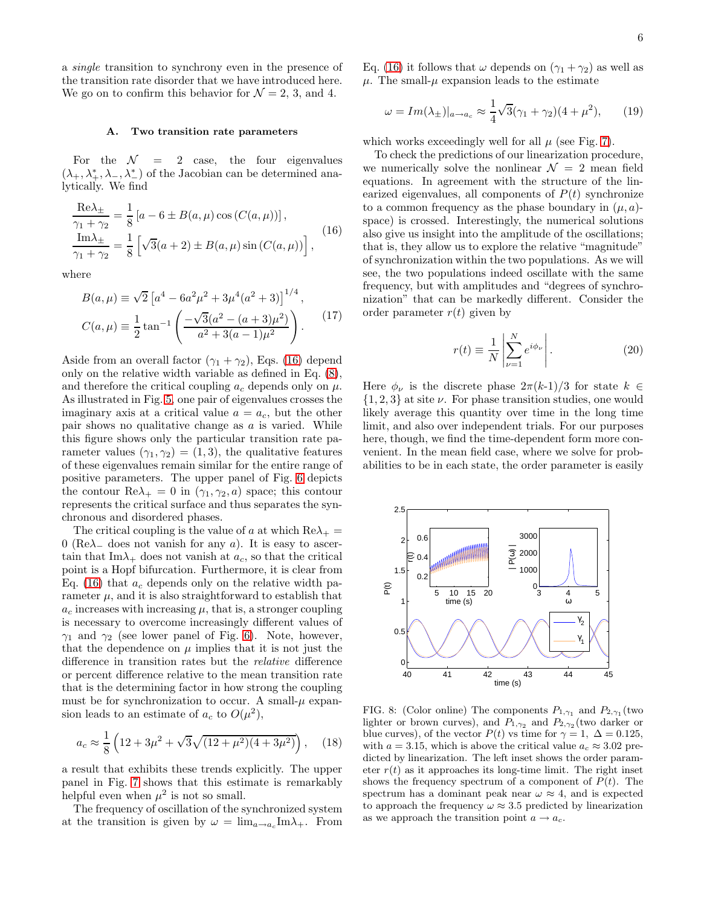a *single* transition to synchrony even in the presence of the transition rate disorder that we have introduced here. We go on to confirm this behavior for $\mathcal{N} = 2$, 3, and 4.

### A. Two transition rate parameters

For the $\mathcal{N} = 2$ case, the four eigenvalues $(\lambda_+, \lambda_+^*, \lambda_-, \lambda_-^*)$ of the Jacobian can be determined analytically. We find

$$
\begin{aligned}
\frac{\text{Re}\lambda_\pm}{\gamma_1+\gamma_2} &= \frac{1}{8}\left[a - 6 \pm B(a,\mu)\cos\left(C(a,\mu)\right)\right], \\
\frac{\text{Im}\lambda_\pm}{\gamma_1+\gamma_2} &= \frac{1}{8}\left[\sqrt{3}(a+2) \pm B(a,\mu)\sin\left(C(a,\mu)\right)\right],
\end{aligned} \tag{16}
$$

where

$$
\begin{aligned}
B(a,\mu) &\equiv \sqrt{2}\left[a^4 - 6a^2\mu^2 + 3\mu^4(a^2+3)\right]^{1/4}, \\
C(a,\mu) &\equiv \frac{1}{2}\tan^{-1}\left(\frac{-\sqrt{3}(a^2-(a+3)\mu^2)}{a^2+3(a-1)\mu^2}\right).
\end{aligned} \tag{17}
$$

Aside from an overall factor $(\gamma_1+\gamma_2)$, Eqs. (16) depend only on the relative width variable as defined in Eq. (8), and therefore the critical coupling $a_c$ depends only on $\mu$. As illustrated in Fig. 5, one pair of eigenvalues crosses the imaginary axis at a critical value $a = a_c$, but the other pair shows no qualitative change as $a$ is varied. While this figure shows only the particular transition rate parameter values $(\gamma_1, \gamma_2) = (1, 3)$, the qualitative features of these eigenvalues remain similar for the entire range of positive parameters. The upper panel of Fig. 6 depicts the contour $\text{Re}\lambda_+ = 0$ in $(\gamma_1, \gamma_2, a)$ space; this contour represents the critical surface and thus separates the synchronous and disordered phases.

The critical coupling is the value of $a$ at which $\text{Re}\lambda_+ = 0$ ($\text{Re}\lambda_-$ does not vanish for any $a$). It is easy to ascertain that $\text{Im}\lambda_+$ does not vanish at $a_c$, so that the critical point is a Hopf bifurcation. Furthermore, it is clear from Eq. (16) that $a_c$ depends only on the relative width parameter $\mu$, and it is also straightforward to establish that $a_c$ increases with increasing $\mu$, that is, a stronger coupling is necessary to overcome increasingly different values of $\gamma_1$ and $\gamma_2$ (see lower panel of Fig. 6). Note, however, that the dependence on $\mu$ implies that it is not just the difference in transition rates but the *relative* difference or percent difference relative to the mean transition rate that is the determining factor in how strong the coupling must be for synchronization to occur. A small-$\mu$ expansion leads to an estimate of $a_c$ to $O(\mu^2)$,

$$
a_c \approx \frac{1}{8}\left(12 + 3\mu^2 + \sqrt{3}\sqrt{(12+\mu^2)(4+3\mu^2)}\right), \tag{18}
$$

a result that exhibits these trends explicitly. The upper panel in Fig. 7 shows that this estimate is remarkably helpful even when $\mu^2$ is not so small.

The frequency of oscillation of the synchronized system at the transition is given by $\omega = \lim_{a\to a_c}\text{Im}\lambda_+$. From Eq. (16) it follows that $\omega$ depends on $(\gamma_1+\gamma_2)$ as well as $\mu$. The small-$\mu$ expansion leads to the estimate

$$
\omega = Im(\lambda_\pm)|_{a\to a_c} \approx \frac{1}{4}\sqrt{3}(\gamma_1+\gamma_2)(4+\mu^2), \tag{19}
$$

which works exceedingly well for all $\mu$ (see Fig. 7).

To check the predictions of our linearization procedure, we numerically solve the nonlinear $\mathcal{N} = 2$ mean field equations. In agreement with the structure of the linearized eigenvalues, all components of $P(t)$ synchronize to a common frequency as the phase boundary in $(\mu, a)$-space) is crossed. Interestingly, the numerical solutions also give us insight into the amplitude of the oscillations; that is, they allow us to explore the relative "magnitude" of synchronization within the two populations. As we will see, the two populations indeed oscillate with the same frequency, but with amplitudes and "degrees of synchronization" that can be markedly different. Consider the order parameter $r(t)$ given by

$$
r(t) \equiv \frac{1}{N}\left|\sum_{\nu=1}^{N} e^{i\phi_\nu}\right|. \tag{20}
$$

Here $\phi_\nu$ is the discrete phase $2\pi(k\text{-}1)/3$ for state $k \in \{1,2,3\}$ at site $\nu$. For phase transition studies, one would likely average this quantity over time in the long time limit, and also over independent trials. For our purposes here, though, we find the time-dependent form more convenient. In the mean field case, where we solve for probabilities to be in each state, the order parameter is easily

FIG. 8: (Color online) The components $P_{1,\gamma_1}$ and $P_{2,\gamma_1}$ (two lighter or brown curves), and $P_{1,\gamma_2}$ and $P_{2,\gamma_2}$ (two darker or blue curves), of the vector $P(t)$ vs time for $\gamma = 1$, $\Delta = 0.125$, with $a = 3.15$, which is above the critical value $a_c \approx 3.02$ predicted by linearization. The left inset shows the order parameter $r(t)$ as it approaches its long-time limit. The right inset shows the frequency spectrum of a component of $P(t)$. The spectrum has a dominant peak near $\omega \approx 4$, and is expected to approach the frequency $\omega \approx 3.5$ predicted by linearization as we approach the transition point $a \to a_c$.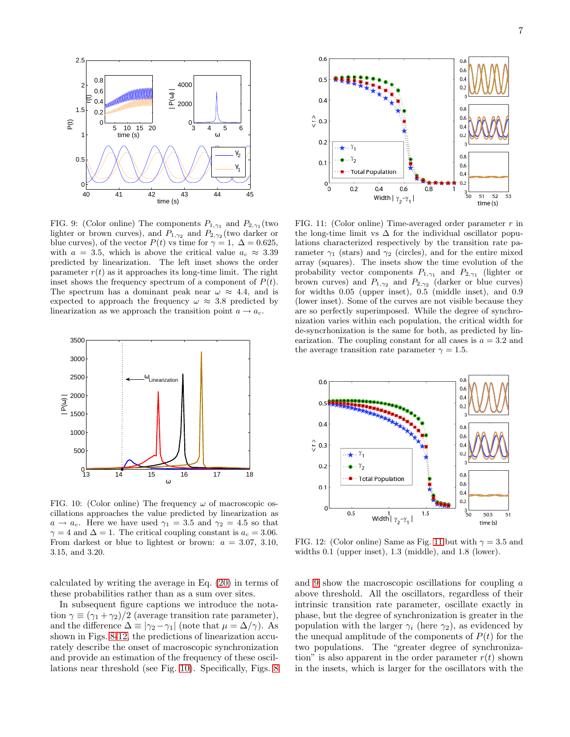FIG. 9: (Color online) The components $P_{1,\gamma_1}$ and $P_{2,\gamma_1}$ (two lighter or brown curves), and $P_{1,\gamma_2}$ and $P_{2,\gamma_2}$ (two darker or blue curves), of the vector $P(t)$ vs time for $\gamma = 1$, $\Delta = 0.625$, with $a = 3.5$, which is above the critical value $a_c \approx 3.39$ predicted by linearization. The left inset shows the order parameter $r(t)$ as it approaches its long-time limit. The right inset shows the frequency spectrum of a component of $P(t)$. The spectrum has a dominant peak near $\omega \approx 4.4$, and is expected to approach the frequency $\omega \approx 3.8$ predicted by linearization as we approach the transition point $a \to a_c$.

FIG. 10: (Color online) The frequency $\omega$ of macroscopic oscillations approaches the value predicted by linearization as $a \to a_c$. Here we have used $\gamma_1 = 3.5$ and $\gamma_2 = 4.5$ so that $\gamma = 4$ and $\Delta = 1$. The critical coupling constant is $a_c = 3.06$. From darkest or blue to lightest or brown: $a = 3.07$, $3.10$, $3.15$, and $3.20$.

FIG. 11: (Color online) Time-averaged order parameter $r$ in the long-time limit vs $\Delta$ for the individual oscillator populations characterized respectively by the transition rate parameter $\gamma_1$ (stars) and $\gamma_2$ (circles), and for the entire mixed array (squares). The insets show the time evolution of the probability vector components $P_{1,\gamma_1}$ and $P_{2,\gamma_1}$ (lighter or brown curves) and $P_{1,\gamma_2}$ and $P_{2,\gamma_2}$ (darker or blue curves) for widths 0.05 (upper inset), 0.5 (middle inset), and 0.9 (lower inset). Some of the curves are not visible because they are so perfectly superimposed. While the degree of synchronization varies within each population, the critical width for de-syncrhonization is the same for both, as predicted by linearization. The coupling constant for all cases is $a = 3.2$ and the average transition rate parameter $\gamma = 1.5$.

FIG. 12: (Color online) Same as Fig. 11 but with $\gamma = 3.5$ and widths 0.1 (upper inset), 1.3 (middle), and 1.8 (lower).

calculated by writing the average in Eq. (20) in terms of these probabilities rather than as a sum over sites.

In subsequent figure captions we introduce the notation $\gamma \equiv (\gamma_1 + \gamma_2)/2$ (average transition rate parameter), and the difference $\Delta \equiv |\gamma_2 - \gamma_1|$ (note that $\mu = \Delta/\gamma$). As shown in Figs. 8-12, the predictions of linearization accurately describe the onset of macroscopic synchronization and provide an estimation of the frequency of these oscillations near threshold (see Fig. 10). Specifically, Figs. 8 and 9 show the macroscopic oscillations for coupling $a$ above threshold. All the oscillators, regardless of their intrinsic transition rate parameter, oscillate exactly in phase, but the degree of synchronization is greater in the population with the larger $\gamma_i$ (here $\gamma_2$), as evidenced by the unequal amplitude of the components of $P(t)$ for the two populations. The "greater degree of synchronization" is also apparent in the order parameter $r(t)$ shown in the insets, which is larger for the oscillators with the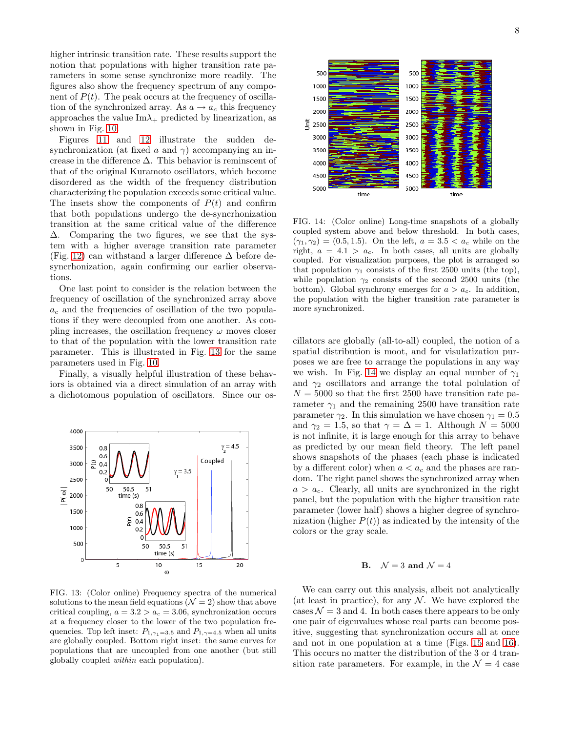higher intrinsic transition rate. These results support the notion that populations with higher transition rate parameters in some sense synchronize more readily. The figures also show the frequency spectrum of any component of $P(t)$. The peak occurs at the frequency of oscillation of the synchronized array. As $a \to a_c$ this frequency approaches the value $\text{Im}\lambda_+$ predicted by linearization, as shown in Fig. 10.

Figures 11 and 12 illustrate the sudden desynchronization (at fixed $a$ and $\gamma$) accompanying an increase in the difference $\Delta$. This behavior is reminscent of that of the original Kuramoto oscillators, which become disordered as the width of the frequency distribution characterizing the population exceeds some critical value. The insets show the components of $P(t)$ and confirm that both populations undergo the de-syncrhonization transition at the same critical value of the difference $\Delta$. Comparing the two figures, we see that the system with a higher average transition rate parameter (Fig. 12) can withstand a larger difference $\Delta$ before desyncrhonization, again confirming our earlier observations.

One last point to consider is the relation between the frequency of oscillation of the synchronized array above $a_c$ and the frequencies of oscillation of the two populations if they were decoupled from one another. As coupling increases, the oscillation frequency $\omega$ moves closer to that of the population with the lower transition rate parameter. This is illustrated in Fig. 13 for the same parameters used in Fig. 10.

Finally, a visually helpful illustration of these behaviors is obtained via a direct simulation of an array with a dichotomous population of oscillators. Since our oscillators are globally (all-to-all) coupled, the notion of a spatial distribution is moot, and for visulatization purposes we are free to arrange the populations in any way we wish. In Fig. 14 we display an equal number of $\gamma_1$ and $\gamma_2$ oscillators and arrange the total polulation of $N = 5000$ so that the first 2500 have transition rate parameter $\gamma_1$ and the remaining 2500 have transition rate parameter $\gamma_2$. In this simulation we have chosen $\gamma_1 = 0.5$ and $\gamma_2 = 1.5$, so that $\gamma = \Delta = 1$. Although $N = 5000$ is not infinite, it is large enough for this array to behave as predicted by our mean field theory. The left panel shows snapshots of the phases (each phase is indicated by a different color) when $a < a_c$ and the phases are random. The right panel shows the synchronized array when $a > a_c$. Clearly, all units are synchronized in the right panel, but the population with the higher transition rate parameter (lower half) shows a higher degree of synchronization (higher $P(t)$) as indicated by the intensity of the colors or the gray scale.

FIG. 13: (Color online) Frequency spectra of the numerical solutions to the mean field equations ($\mathcal{N} = 2$) show that above critical coupling, $a = 3.2 > a_c = 3.06$, synchronization occurs at a frequency closer to the lower of the two population frequencies. Top left inset: $P_{1,\gamma_1=3.5}$ and $P_{1,\gamma=4.5}$ when all units are globally coupled. Bottom right inset: the same curves for populations that are uncoupled from one another (but still globally coupled *within* each population).

FIG. 14: (Color online) Long-time snapshots of a globally coupled system above and below threshold. In both cases, $(\gamma_1, \gamma_2) = (0.5, 1.5)$. On the left, $a = 3.5 < a_c$ while on the right, $a = 4.1 > a_c$. In both cases, all units are globally coupled. For visualization purposes, the plot is arranged so that population $\gamma_1$ consists of the first 2500 units (the top), while population $\gamma_2$ consists of the second 2500 units (the bottom). Global synchrony emerges for $a > a_c$. In addition, the population with the higher transition rate parameter is more synchronized.

### B. $\mathcal{N} = 3$ and $\mathcal{N} = 4$

We can carry out this analysis, albeit not analytically (at least in practice), for any $\mathcal{N}$. We have explored the cases $\mathcal{N} = 3$ and 4. In both cases there appears to be only one pair of eigenvalues whose real parts can become positive, suggesting that synchronization occurs all at once and not in one population at a time (Figs. 15 and 16). This occurs no matter the distribution of the 3 or 4 transition rate parameters. For example, in the $\mathcal{N} = 4$ case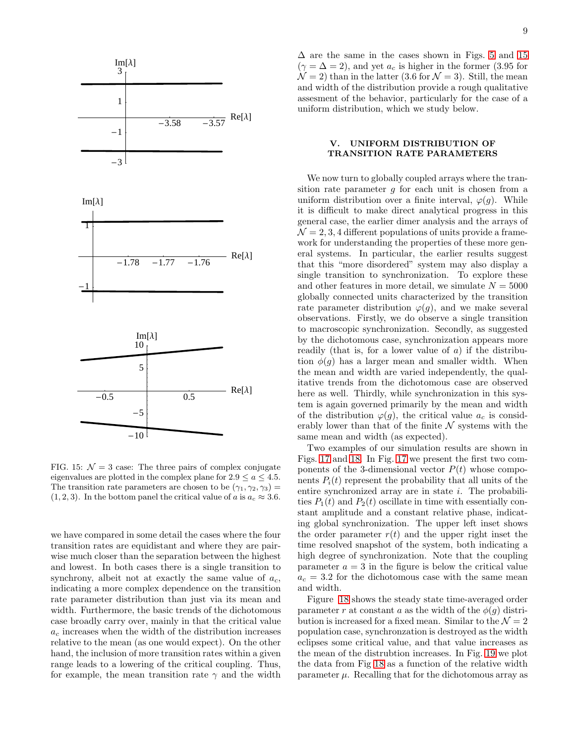FIG. 15: $\mathcal{N} = 3$ case: The three pairs of complex conjugate eigenvalues are plotted in the complex plane for $2.9 \leq a \leq 4.5$. The transition rate parameters are chosen to be $(\gamma_1, \gamma_2, \gamma_3) = (1, 2, 3)$. In the bottom panel the critical value of $a$ is $a_c \approx 3.6$.

we have compared in some detail the cases where the four transition rates are equidistant and where they are pairwise much closer than the separation between the highest and lowest. In both cases there is a single transition to synchrony, albeit not at exactly the same value of $a_c$, indicating a more complex dependence on the transition rate parameter distribution than just via its mean and width. Furthermore, the basic trends of the dichotomous case broadly carry over, mainly in that the critical value $a_c$ increases when the width of the distribution increases relative to the mean (as one would expect). On the other hand, the inclusion of more transition rates within a given range leads to a lowering of the critical coupling. Thus, for example, the mean transition rate $\gamma$ and the width $\Delta$ are the same in the cases shown in Figs. 5 and 15 ($\gamma = \Delta = 2$), and yet $a_c$ is higher in the former (3.95 for $\mathcal{N} = 2$) than in the latter (3.6 for $\mathcal{N} = 3$). Still, the mean and width of the distribution provide a rough qualitative assesment of the behavior, particularly for the case of a uniform distribution, which we study below.

## V. UNIFORM DISTRIBUTION OF TRANSITION RATE PARAMETERS

We now turn to globally coupled arrays where the transition rate parameter $g$ for each unit is chosen from a uniform distribution over a finite interval, $\varphi(g)$. While it is difficult to make direct analytical progress in this general case, the earlier dimer analysis and the arrays of $\mathcal{N} = 2, 3, 4$ different populations of units provide a framework for understanding the properties of these more general systems. In particular, the earlier results suggest that this "more disordered" system may also display a single transition to synchronization. To explore these and other features in more detail, we simulate $N = 5000$ globally connected units characterized by the transition rate parameter distribution $\varphi(g)$, and we make several observations. Firstly, we do observe a single transition to macroscopic synchronization. Secondly, as suggested by the dichotomous case, synchronization appears more readily (that is, for a lower value of $a$) if the distribution $\phi(g)$ has a larger mean and smaller width. When the mean and width are varied independently, the qualitative trends from the dichotomous case are observed here as well. Thirdly, while synchronization in this system is again governed primarily by the mean and width of the distribution $\varphi(g)$, the critical value $a_c$ is considerably lower than that of the finite $\mathcal{N}$ systems with the same mean and width (as expected).

Two examples of our simulation results are shown in Figs. 17 and 18. In Fig. 17 we present the first two components of the 3-dimensional vector $P(t)$ whose components $P_i(t)$ represent the probability that all units of the entire synchronized array are in state $i$. The probabilities $P_1(t)$ and $P_2(t)$ oscillate in time with essentially constant amplitude and a constant relative phase, indicating global synchronization. The upper left inset shows the order parameter $r(t)$ and the upper right inset the time resolved snapshot of the system, both indicating a high degree of synchronization. Note that the coupling parameter $a = 3$ in the figure is below the critical value $a_c = 3.2$ for the dichotomous case with the same mean and width.

Figure 18 shows the steady state time-averaged order parameter $r$ at constant $a$ as the width of the $\phi(g)$ distribution is increased for a fixed mean. Similar to the $\mathcal{N} = 2$ population case, synchronzation is destroyed as the width eclipses some critical value, and that value increases as the mean of the distrubtion increases. In Fig. 19 we plot the data from Fig 18 as a function of the relative width parameter $\mu$. Recalling that for the dichotomous array as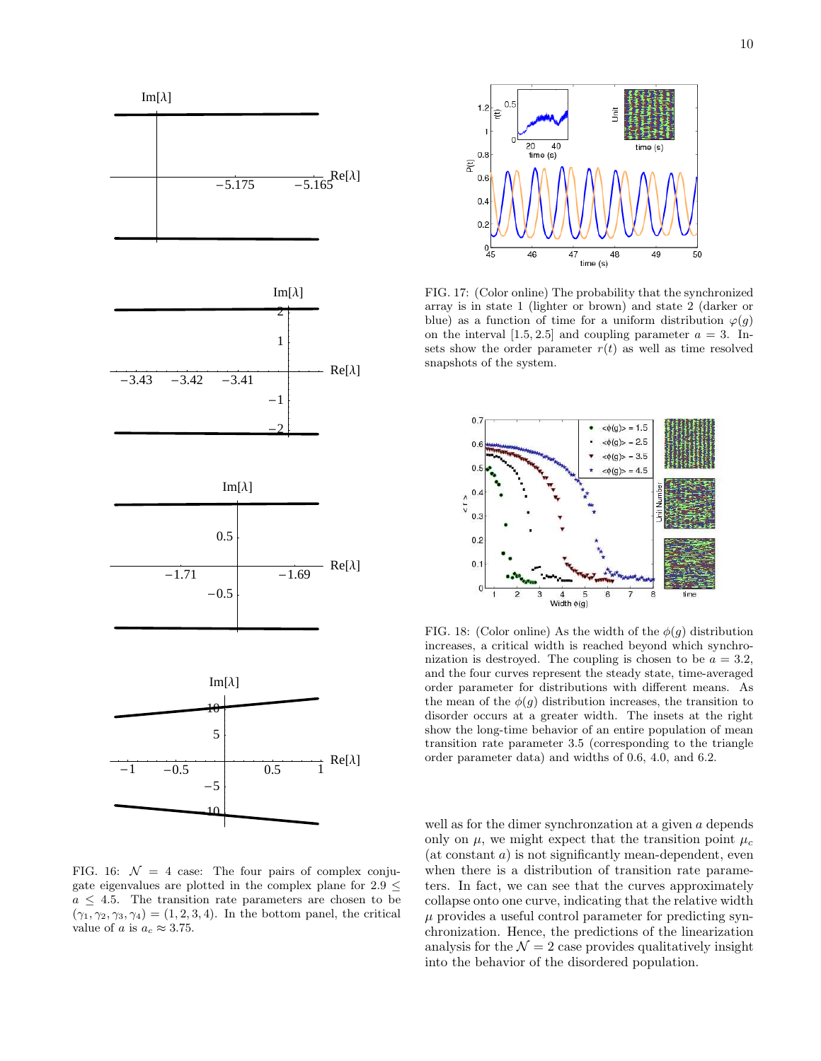FIG. 16: $\mathcal{N} = 4$ case: The four pairs of complex conjugate eigenvalues are plotted in the complex plane for $2.9 \leq a \leq 4.5$. The transition rate parameters are chosen to be $(\gamma_1, \gamma_2, \gamma_3, \gamma_4) = (1, 2, 3, 4)$. In the bottom panel, the critical value of $a$ is $a_c \approx 3.75$.

FIG. 17: (Color online) The probability that the synchronized array is in state 1 (lighter or brown) and state 2 (darker or blue) as a function of time for a uniform distribution $\varphi(g)$ on the interval $[1.5, 2.5]$ and coupling parameter $a = 3$. Insets show the order parameter $r(t)$ as well as time resolved snapshots of the system.

FIG. 18: (Color online) As the width of the $\phi(g)$ distribution increases, a critical width is reached beyond which synchronization is destroyed. The coupling is chosen to be $a = 3.2$, and the four curves represent the steady state, time-averaged order parameter for distributions with different means. As the mean of the $\phi(g)$ distribution increases, the transition to disorder occurs at a greater width. The insets at the right show the long-time behavior of an entire population of mean transition rate parameter 3.5 (corresponding to the triangle order parameter data) and widths of 0.6, 4.0, and 6.2.

well as for the dimer synchronzation at a given $a$ depends only on $\mu$, we might expect that the transition point $\mu_c$ (at constant $a$) is not significantly mean-dependent, even when there is a distribution of transition rate parameters. In fact, we can see that the curves approximately collapse onto one curve, indicating that the relative width $\mu$ provides a useful control parameter for predicting synchronization. Hence, the predictions of the linearization analysis for the $\mathcal{N} = 2$ case provides qualitatively insight into the behavior of the disordered population.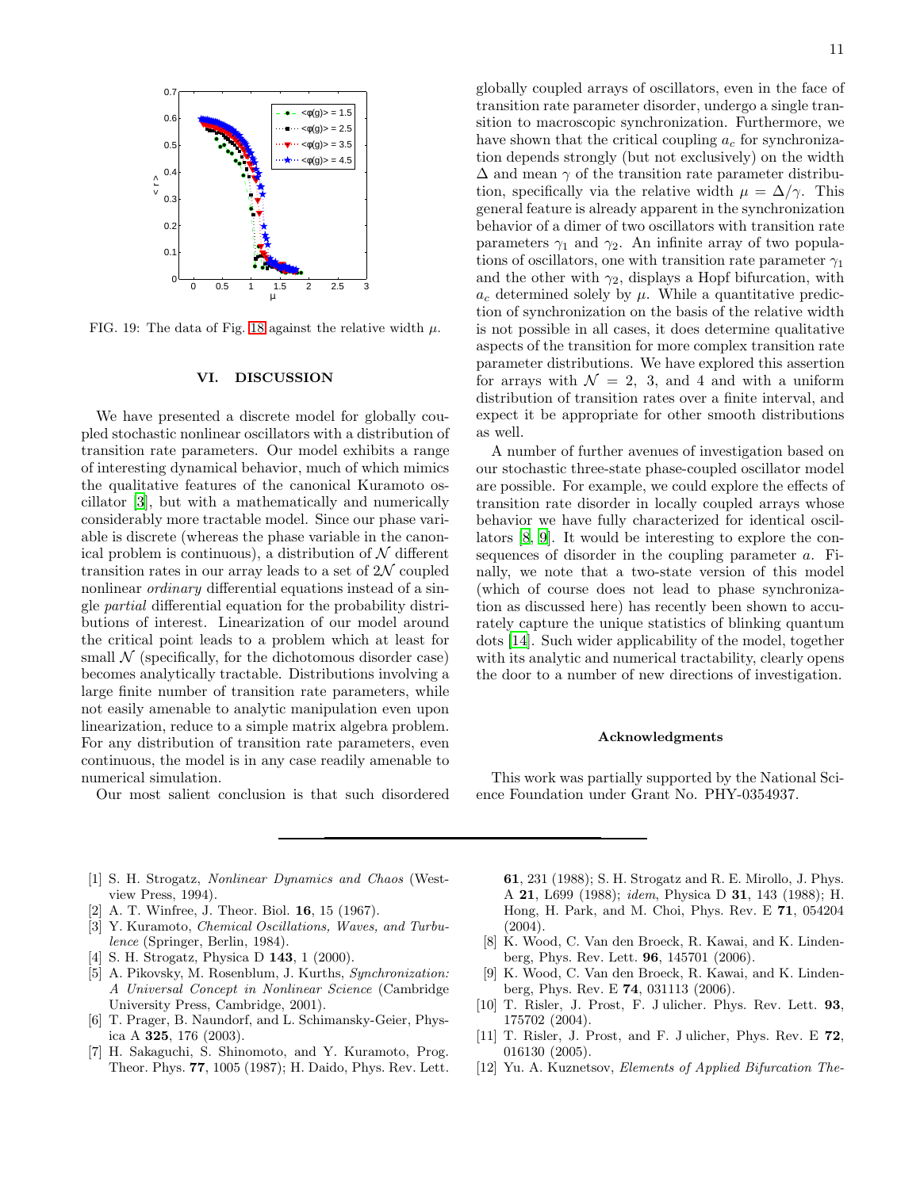FIG. 19: The data of Fig. 18 against the relative width $\mu$.

## VI. DISCUSSION

We have presented a discrete model for globally coupled stochastic nonlinear oscillators with a distribution of transition rate parameters. Our model exhibits a range of interesting dynamical behavior, much of which mimics the qualitative features of the canonical Kuramoto oscillator [3], but with a mathematically and numerically considerably more tractable model. Since our phase variable is discrete (whereas the phase variable in the canonical problem is continuous), a distribution of $\mathcal{N}$ different transition rates in our array leads to a set of $2\mathcal{N}$ coupled nonlinear *ordinary* differential equations instead of a single *partial* differential equation for the probability distributions of interest. Linearization of our model around the critical point leads to a problem which at least for small $\mathcal{N}$ (specifically, for the dichotomous disorder case) becomes analytically tractable. Distributions involving a large finite number of transition rate parameters, while not easily amenable to analytic manipulation even upon linearization, reduce to a simple matrix algebra problem. For any distribution of transition rate parameters, even continuous, the model is in any case readily amenable to numerical simulation.

Our most salient conclusion is that such disordered globally coupled arrays of oscillators, even in the face of transition rate parameter disorder, undergo a single transition to macroscopic synchronization. Furthermore, we have shown that the critical coupling $a_c$ for synchronization depends strongly (but not exclusively) on the width $\Delta$ and mean $\gamma$ of the transition rate parameter distribution, specifically via the relative width $\mu = \Delta/\gamma$. This general feature is already apparent in the synchronization behavior of a dimer of two oscillators with transition rate parameters $\gamma_1$ and $\gamma_2$. An infinite array of two populations of oscillators, one with transition rate parameter $\gamma_1$ and the other with $\gamma_2$, displays a Hopf bifurcation, with $a_c$ determined solely by $\mu$. While a quantitative prediction of synchronization on the basis of the relative width is not possible in all cases, it does determine qualitative aspects of the transition for more complex transition rate parameter distributions. We have explored this assertion for arrays with $\mathcal{N} = 2$, 3, and 4 and with a uniform distribution of transition rates over a finite interval, and expect it be appropriate for other smooth distributions as well.

A number of further avenues of investigation based on our stochastic three-state phase-coupled oscillator model are possible. For example, we could explore the effects of transition rate disorder in locally coupled arrays whose behavior we have fully characterized for identical oscillators [8, 9]. It would be interesting to explore the consequences of disorder in the coupling parameter $a$. Finally, we note that a two-state version of this model (which of course does not lead to phase synchronization as discussed here) has recently been shown to accurately capture the unique statistics of blinking quantum dots [14]. Such wider applicability of the model, together with its analytic and numerical tractability, clearly opens the door to a number of new directions of investigation.

### Acknowledgments

This work was partially supported by the National Science Foundation under Grant No. PHY-0354937.

---

[1] S. H. Strogatz, *Nonlinear Dynamics and Chaos* (Westview Press, 1994).

[2] A. T. Winfree, J. Theor. Biol. **16**, 15 (1967).

[3] Y. Kuramoto, *Chemical Oscillations, Waves, and Turbulence* (Springer, Berlin, 1984).

[4] S. H. Strogatz, Physica D **143**, 1 (2000).

[5] A. Pikovsky, M. Rosenblum, J. Kurths, *Synchronization: A Universal Concept in Nonlinear Science* (Cambridge University Press, Cambridge, 2001).

[6] T. Prager, B. Naundorf, and L. Schimansky-Geier, Physica A **325**, 176 (2003).

[7] H. Sakaguchi, S. Shinomoto, and Y. Kuramoto, Prog. Theor. Phys. **77**, 1005 (1987); H. Daido, Phys. Rev. Lett. **61**, 231 (1988); S. H. Strogatz and R. E. Mirollo, J. Phys. A **21**, L699 (1988); *idem*, Physica D **31**, 143 (1988); H. Hong, H. Park, and M. Choi, Phys. Rev. E **71**, 054204 (2004).

[8] K. Wood, C. Van den Broeck, R. Kawai, and K. Lindenberg, Phys. Rev. Lett. **96**, 145701 (2006).

[9] K. Wood, C. Van den Broeck, R. Kawai, and K. Lindenberg, Phys. Rev. E **74**, 031113 (2006).

[10] T. Risler, J. Prost, F. J ulicher. Phys. Rev. Lett. **93**, 175702 (2004).

[11] T. Risler, J. Prost, and F. J ulicher, Phys. Rev. E **72**, 016130 (2005).

[12] Yu. A. Kuznetsov, *Elements of Applied Bifurcation The-*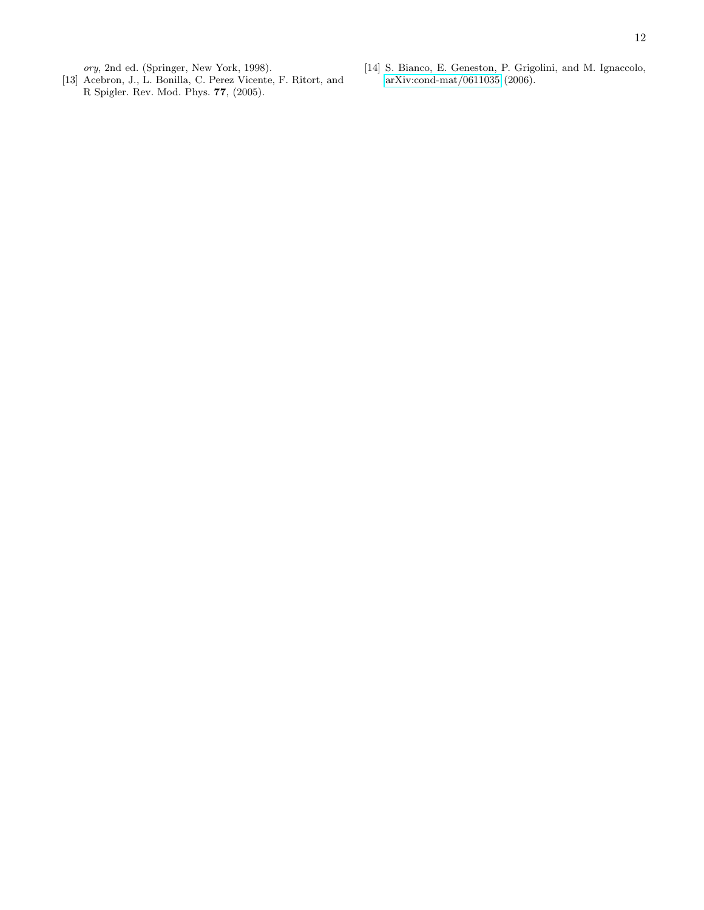*ory*, 2nd ed. (Springer, New York, 1998).

[13] Acebron, J., L. Bonilla, C. Perez Vicente, F. Ritort, and R Spigler. Rev. Mod. Phys. **77**, (2005).

[14] S. Bianco, E. Geneston, P. Grigolini, and M. Ignaccolo, arXiv:cond-mat/0611035 (2006).